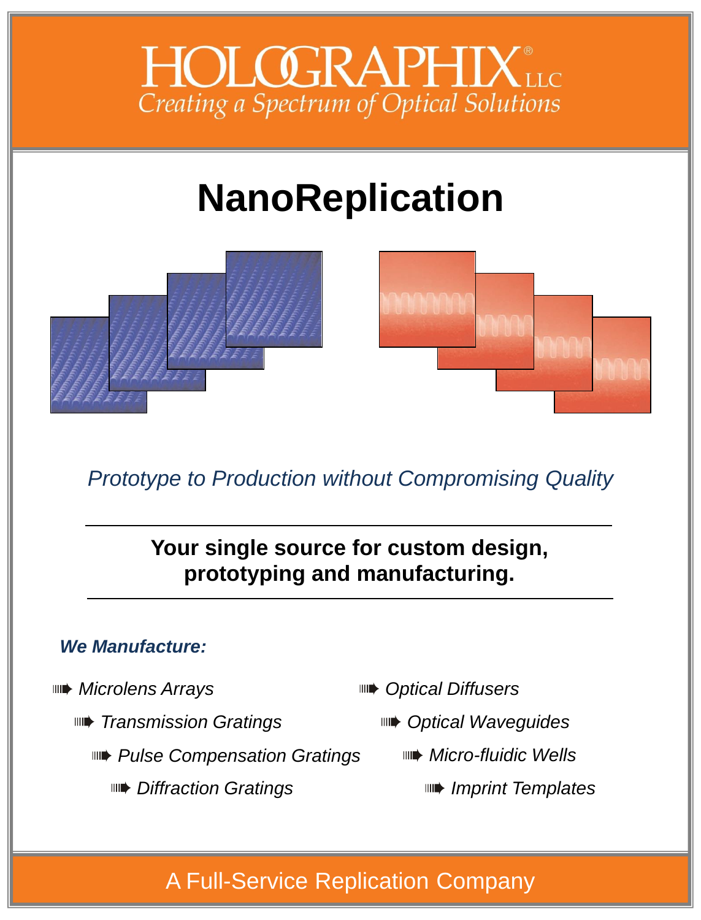# HOLOGRAPHIX® LLC

*Creating a Spectrum of Optical Solutions*

# NanoReplication

*Prototype to Production without Compromising Quality*

---

**Your single source for custom design, prototyping and manufacturing.**

---

***We Manufacture:***

- *Microlens Arrays*
- *Transmission Gratings*
- *Pulse Compensation Gratings*
- *Diffraction Gratings*
- *Optical Diffusers*
- *Optical Waveguides*
- *Micro-fluidic Wells*
- *Imprint Templates*

A Full-Service Replication Company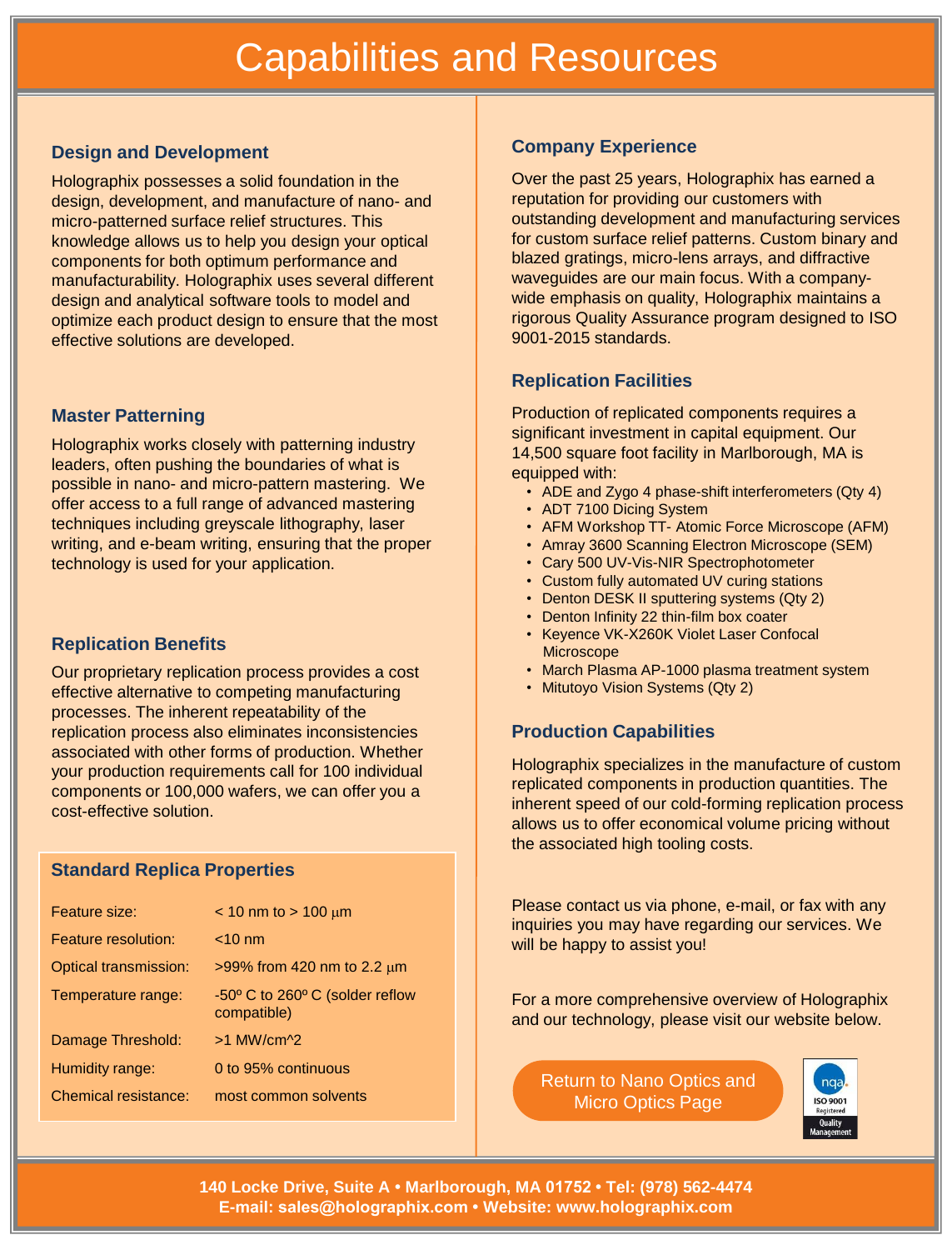# Capabilities and Resources

### Design and Development

Holographix possesses a solid foundation in the design, development, and manufacture of nano- and micro-patterned surface relief structures. This knowledge allows us to help you design your optical components for both optimum performance and manufacturability. Holographix uses several different design and analytical software tools to model and optimize each product design to ensure that the most effective solutions are developed.

### Master Patterning

Holographix works closely with patterning industry leaders, often pushing the boundaries of what is possible in nano- and micro-pattern mastering. We offer access to a full range of advanced mastering techniques including greyscale lithography, laser writing, and e-beam writing, ensuring that the proper technology is used for your application.

### Replication Benefits

Our proprietary replication process provides a cost effective alternative to competing manufacturing processes. The inherent repeatability of the replication process also eliminates inconsistencies associated with other forms of production. Whether your production requirements call for 100 individual components or 100,000 wafers, we can offer you a cost-effective solution.

### Standard Replica Properties

| | |
|---|---|
| Feature size: | < 10 nm to > 100 μm |
| Feature resolution: | <10 nm |
| Optical transmission: | >99% from 420 nm to 2.2 μm |
| Temperature range: | -50º C to 260º C (solder reflow compatible) |
| Damage Threshold: | >1 MW/cm^2 |
| Humidity range: | 0 to 95% continuous |
| Chemical resistance: | most common solvents |

### Company Experience

Over the past 25 years, Holographix has earned a reputation for providing our customers with outstanding development and manufacturing services for custom surface relief patterns. Custom binary and blazed gratings, micro-lens arrays, and diffractive waveguides are our main focus. With a company-wide emphasis on quality, Holographix maintains a rigorous Quality Assurance program designed to ISO 9001-2015 standards.

### Replication Facilities

Production of replicated components requires a significant investment in capital equipment. Our 14,500 square foot facility in Marlborough, MA is equipped with:

- ADE and Zygo 4 phase-shift interferometers (Qty 4)
- ADT 7100 Dicing System
- AFM Workshop TT- Atomic Force Microscope (AFM)
- Amray 3600 Scanning Electron Microscope (SEM)
- Cary 500 UV-Vis-NIR Spectrophotometer
- Custom fully automated UV curing stations
- Denton DESK II sputtering systems (Qty 2)
- Denton Infinity 22 thin-film box coater
- Keyence VK-X260K Violet Laser Confocal Microscope
- March Plasma AP-1000 plasma treatment system
- Mitutoyo Vision Systems (Qty 2)

### Production Capabilities

Holographix specializes in the manufacture of custom replicated components in production quantities. The inherent speed of our cold-forming replication process allows us to offer economical volume pricing without the associated high tooling costs.

Please contact us via phone, e-mail, or fax with any inquiries you may have regarding our services. We will be happy to assist you!

For a more comprehensive overview of Holographix and our technology, please visit our website below.

Return to Nano Optics and Micro Optics Page

nqa. ISO 9001 Registered Quality Management

**140 Locke Drive, Suite A • Marlborough, MA 01752 • Tel: (978) 562-4474**
**E-mail: sales@holographix.com • Website: www.holographix.com**